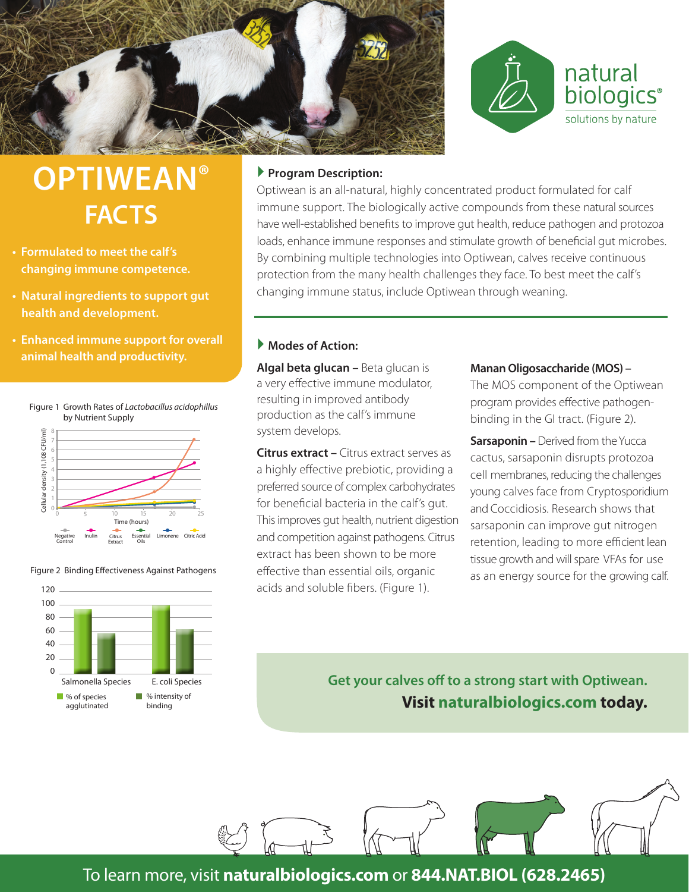natural biologics®

solutions by nature

# OPTIWEAN® FACTS

- **Formulated to meet the calf's changing immune competence.**
- **Natural ingredients to support gut health and development.**
- **Enhanced immune support for overall animal health and productivity.**

## Program Description:

Optiwean is an all-natural, highly concentrated product formulated for calf immune support. The biologically active compounds from these natural sources have well-established benefits to improve gut health, reduce pathogen and protozoa loads, enhance immune responses and stimulate growth of beneficial gut microbes. By combining multiple technologies into Optiwean, calves receive continuous protection from the many health challenges they face. To best meet the calf's changing immune status, include Optiwean through weaning.

## Modes of Action:

**Algal beta glucan –** Beta glucan is a very effective immune modulator, resulting in improved antibody production as the calf's immune system develops.

**Citrus extract –** Citrus extract serves as a highly effective prebiotic, providing a preferred source of complex carbohydrates for beneficial bacteria in the calf's gut. This improves gut health, nutrient digestion and competition against pathogens. Citrus extract has been shown to be more effective than essential oils, organic acids and soluble fibers. (Figure 1).

**Manan Oligosaccharide (MOS) –** The MOS component of the Optiwean program provides effective pathogen-binding in the GI tract. (Figure 2).

**Sarsaponin –** Derived from the Yucca cactus, sarsaponin disrupts protozoa cell membranes, reducing the challenges young calves face from Cryptosporidium and Coccidiosis. Research shows that sarsaponin can improve gut nitrogen retention, leading to more efficient lean tissue growth and will spare VFAs for use as an energy source for the growing calf.

Figure 1 Growth Rates of *Lactobacillus acidophillus* by Nutrient Supply

Figure 2 Binding Effectiveness Against Pathogens

**Get your calves off to a strong start with Optiwean.**
**Visit naturalbiologics.com today.**

To learn more, visit **naturalbiologics.com** or **844.NAT.BIOL (628.2465)**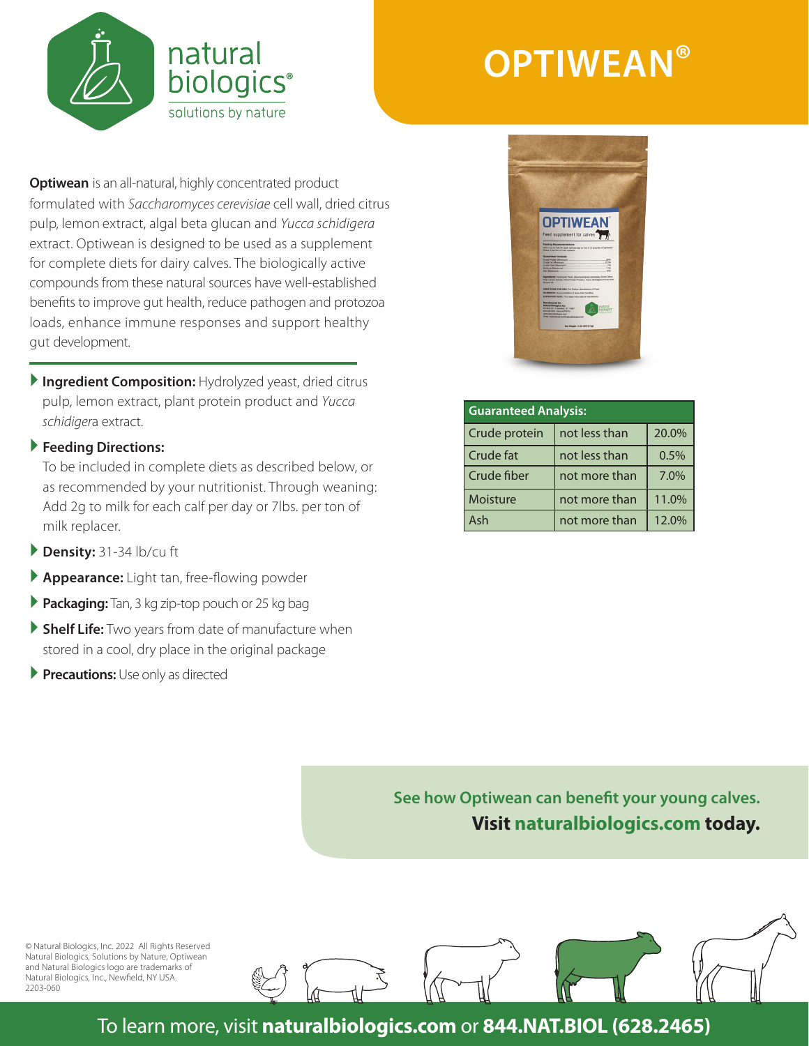# OPTIWEAN®

natural biologics®
solutions by nature

**Optiwean** is an all-natural, highly concentrated product formulated with *Saccharomyces cerevisiae* cell wall, dried citrus pulp, lemon extract, algal beta glucan and *Yucca schidigera* extract. Optiwean is designed to be used as a supplement for complete diets for dairy calves. The biologically active compounds from these natural sources have well-established benefits to improve gut health, reduce pathogen and protozoa loads, enhance immune responses and support healthy gut development.

- **Ingredient Composition:** Hydrolyzed yeast, dried citrus pulp, lemon extract, plant protein product and *Yucca schidiger*a extract.
- **Feeding Directions:**
  To be included in complete diets as described below, or as recommended by your nutritionist. Through weaning: Add 2g to milk for each calf per day or 7lbs. per ton of milk replacer.
- **Density:** 31-34 lb/cu ft
- **Appearance:** Light tan, free-flowing powder
- **Packaging:** Tan, 3 kg zip-top pouch or 25 kg bag
- **Shelf Life:** Two years from date of manufacture when stored in a cool, dry place in the original package
- **Precautions:** Use only as directed

| Guaranteed Analysis: | | |
|---|---|---|
| Crude protein | not less than | 20.0% |
| Crude fat | not less than | 0.5% |
| Crude fiber | not more than | 7.0% |
| Moisture | not more than | 11.0% |
| Ash | not more than | 12.0% |

**See how Optiwean can benefit your young calves.**
**Visit naturalbiologics.com today.**

© Natural Biologics, Inc. 2022 All Rights Reserved
Natural Biologics, Solutions by Nature, Optiwean and Natural Biologics logo are trademarks of Natural Biologics, Inc., Newfield, NY USA.
2203-060

To learn more, visit **naturalbiologics.com** or **844.NAT.BIOL (628.2465)**